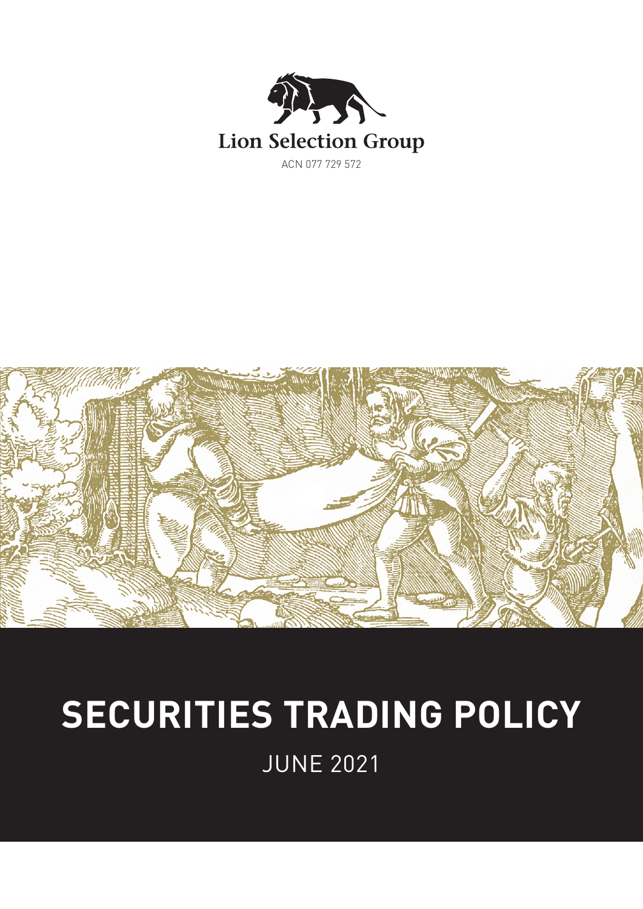Lion Selection Group

ACN 077 729 572

# SECURITIES TRADING POLICY

JUNE 2021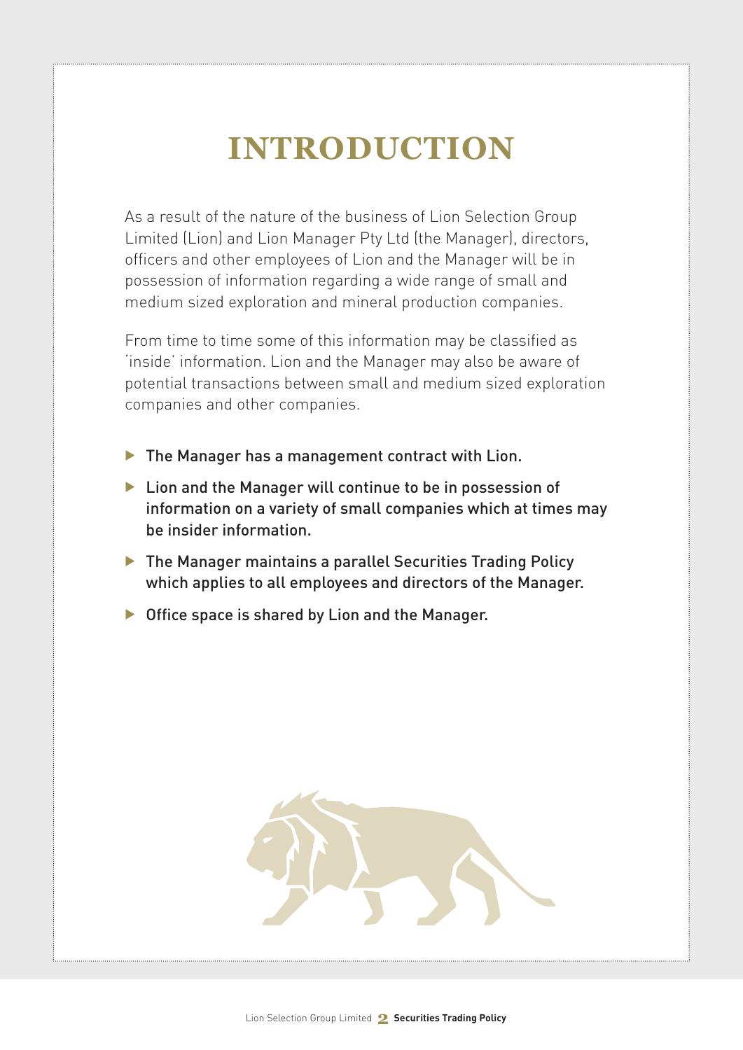# INTRODUCTION

As a result of the nature of the business of Lion Selection Group Limited (Lion) and Lion Manager Pty Ltd (the Manager), directors, officers and other employees of Lion and the Manager will be in possession of information regarding a wide range of small and medium sized exploration and mineral production companies.

From time to time some of this information may be classified as 'inside' information. Lion and the Manager may also be aware of potential transactions between small and medium sized exploration companies and other companies.

- The Manager has a management contract with Lion.
- Lion and the Manager will continue to be in possession of information on a variety of small companies which at times may be insider information.
- The Manager maintains a parallel Securities Trading Policy which applies to all employees and directors of the Manager.
- Office space is shared by Lion and the Manager.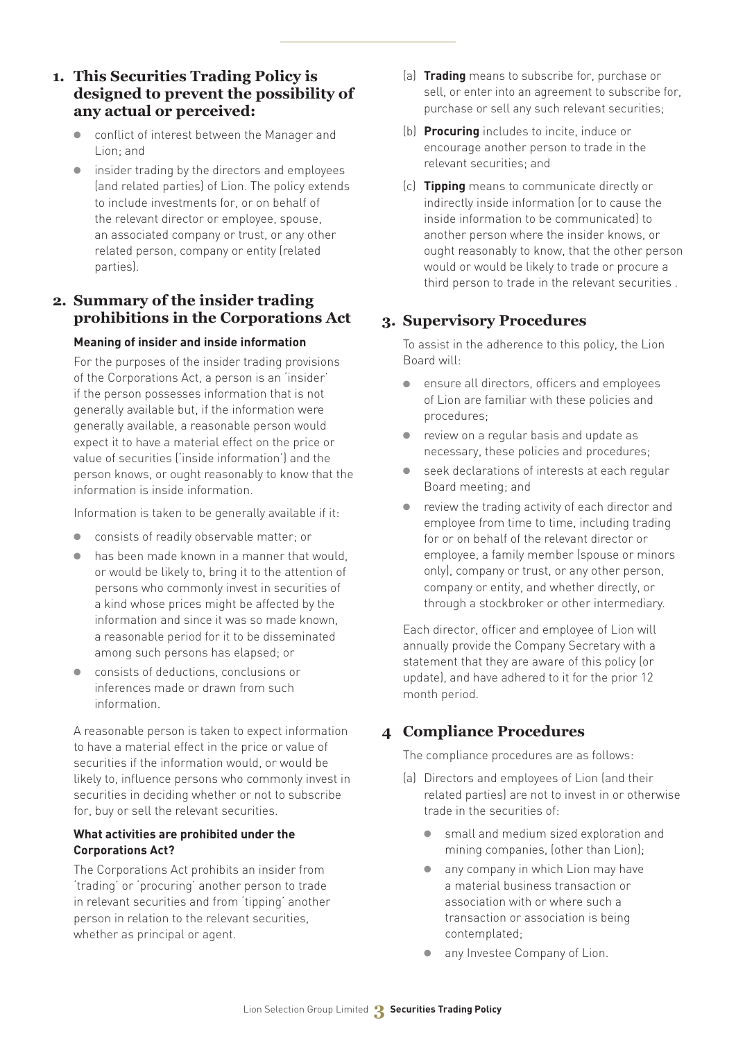## 1. This Securities Trading Policy is designed to prevent the possibility of any actual or perceived:

- conflict of interest between the Manager and Lion; and
- insider trading by the directors and employees (and related parties) of Lion. The policy extends to include investments for, or on behalf of the relevant director or employee, spouse, an associated company or trust, or any other related person, company or entity (related parties).

## 2. Summary of the insider trading prohibitions in the Corporations Act

**Meaning of insider and inside information**

For the purposes of the insider trading provisions of the Corporations Act, a person is an 'insider' if the person possesses information that is not generally available but, if the information were generally available, a reasonable person would expect it to have a material effect on the price or value of securities ('inside information') and the person knows, or ought reasonably to know that the information is inside information.

Information is taken to be generally available if it:

- consists of readily observable matter; or
- has been made known in a manner that would, or would be likely to, bring it to the attention of persons who commonly invest in securities of a kind whose prices might be affected by the information and since it was so made known, a reasonable period for it to be disseminated among such persons has elapsed; or
- consists of deductions, conclusions or inferences made or drawn from such information.

A reasonable person is taken to expect information to have a material effect in the price or value of securities if the information would, or would be likely to, influence persons who commonly invest in securities in deciding whether or not to subscribe for, buy or sell the relevant securities.

**What activities are prohibited under the Corporations Act?**

The Corporations Act prohibits an insider from 'trading' or 'procuring' another person to trade in relevant securities and from 'tipping' another person in relation to the relevant securities, whether as principal or agent.

(a) **Trading** means to subscribe for, purchase or sell, or enter into an agreement to subscribe for, purchase or sell any such relevant securities;

(b) **Procuring** includes to incite, induce or encourage another person to trade in the relevant securities; and

(c) **Tipping** means to communicate directly or indirectly inside information (or to cause the inside information to be communicated) to another person where the insider knows, or ought reasonably to know, that the other person would or would be likely to trade or procure a third person to trade in the relevant securities .

## 3. Supervisory Procedures

To assist in the adherence to this policy, the Lion Board will:

- ensure all directors, officers and employees of Lion are familiar with these policies and procedures;
- review on a regular basis and update as necessary, these policies and procedures;
- seek declarations of interests at each regular Board meeting; and
- review the trading activity of each director and employee from time to time, including trading for or on behalf of the relevant director or employee, a family member (spouse or minors only), company or trust, or any other person, company or entity, and whether directly, or through a stockbroker or other intermediary.

Each director, officer and employee of Lion will annually provide the Company Secretary with a statement that they are aware of this policy (or update), and have adhered to it for the prior 12 month period.

## 4 Compliance Procedures

The compliance procedures are as follows:

(a) Directors and employees of Lion (and their related parties) are not to invest in or otherwise trade in the securities of:

- small and medium sized exploration and mining companies, (other than Lion);
- any company in which Lion may have a material business transaction or association with or where such a transaction or association is being contemplated;
- any Investee Company of Lion.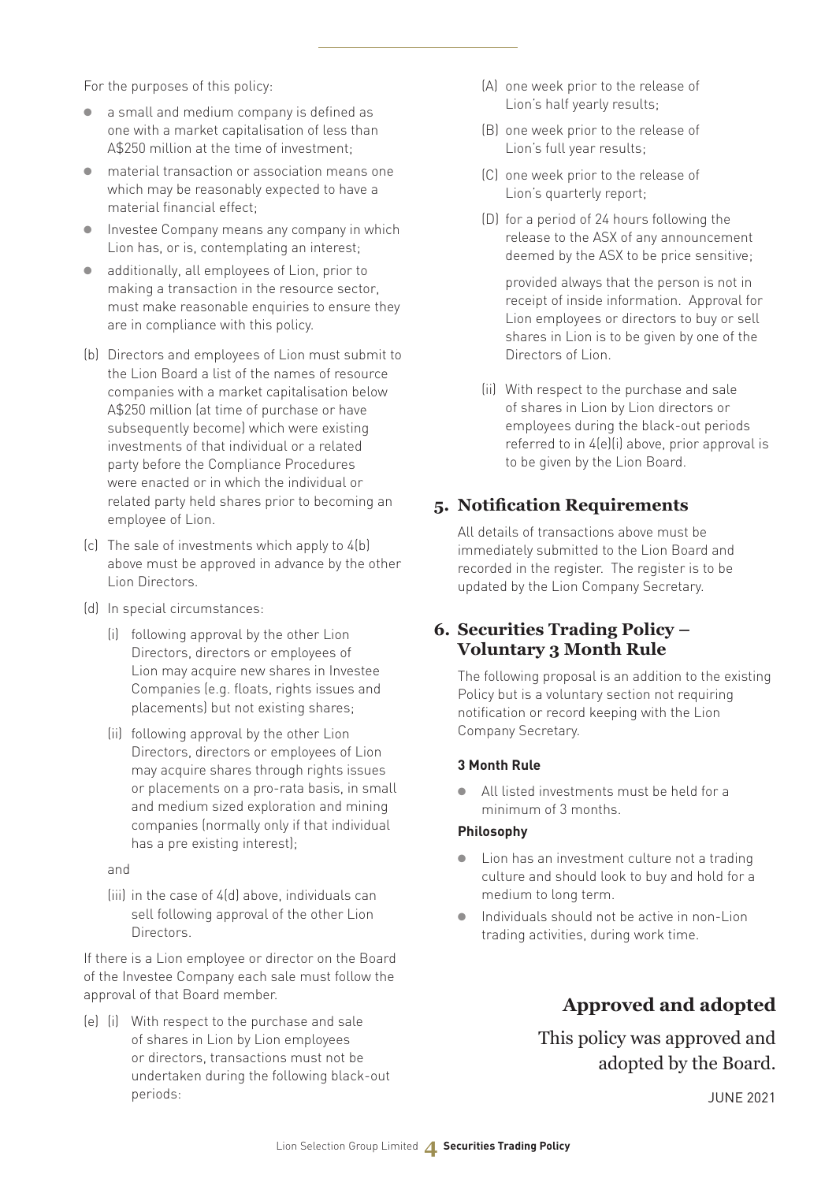For the purposes of this policy:

- a small and medium company is defined as one with a market capitalisation of less than A$250 million at the time of investment;
- material transaction or association means one which may be reasonably expected to have a material financial effect;
- Investee Company means any company in which Lion has, or is, contemplating an interest;
- additionally, all employees of Lion, prior to making a transaction in the resource sector, must make reasonable enquiries to ensure they are in compliance with this policy.

(b) Directors and employees of Lion must submit to the Lion Board a list of the names of resource companies with a market capitalisation below A$250 million (at time of purchase or have subsequently become) which were existing investments of that individual or a related party before the Compliance Procedures were enacted or in which the individual or related party held shares prior to becoming an employee of Lion.

(c) The sale of investments which apply to 4(b) above must be approved in advance by the other Lion Directors.

(d) In special circumstances:

(i) following approval by the other Lion Directors, directors or employees of Lion may acquire new shares in Investee Companies (e.g. floats, rights issues and placements) but not existing shares;

(ii) following approval by the other Lion Directors, directors or employees of Lion may acquire shares through rights issues or placements on a pro-rata basis, in small and medium sized exploration and mining companies (normally only if that individual has a pre existing interest);

and

(iii) in the case of 4(d) above, individuals can sell following approval of the other Lion Directors.

If there is a Lion employee or director on the Board of the Investee Company each sale must follow the approval of that Board member.

(e) (i) With respect to the purchase and sale of shares in Lion by Lion employees or directors, transactions must not be undertaken during the following black-out periods:

(A) one week prior to the release of Lion's half yearly results;

(B) one week prior to the release of Lion's full year results;

(C) one week prior to the release of Lion's quarterly report;

(D) for a period of 24 hours following the release to the ASX of any announcement deemed by the ASX to be price sensitive;

provided always that the person is not in receipt of inside information. Approval for Lion employees or directors to buy or sell shares in Lion is to be given by one of the Directors of Lion.

(ii) With respect to the purchase and sale of shares in Lion by Lion directors or employees during the black-out periods referred to in 4(e)(i) above, prior approval is to be given by the Lion Board.

## 5. Notification Requirements

All details of transactions above must be immediately submitted to the Lion Board and recorded in the register. The register is to be updated by the Lion Company Secretary.

## 6. Securities Trading Policy – Voluntary 3 Month Rule

The following proposal is an addition to the existing Policy but is a voluntary section not requiring notification or record keeping with the Lion Company Secretary.

**3 Month Rule**

- All listed investments must be held for a minimum of 3 months.

**Philosophy**

- Lion has an investment culture not a trading culture and should look to buy and hold for a medium to long term.
- Individuals should not be active in non-Lion trading activities, during work time.

## Approved and adopted

This policy was approved and adopted by the Board.

JUNE 2021